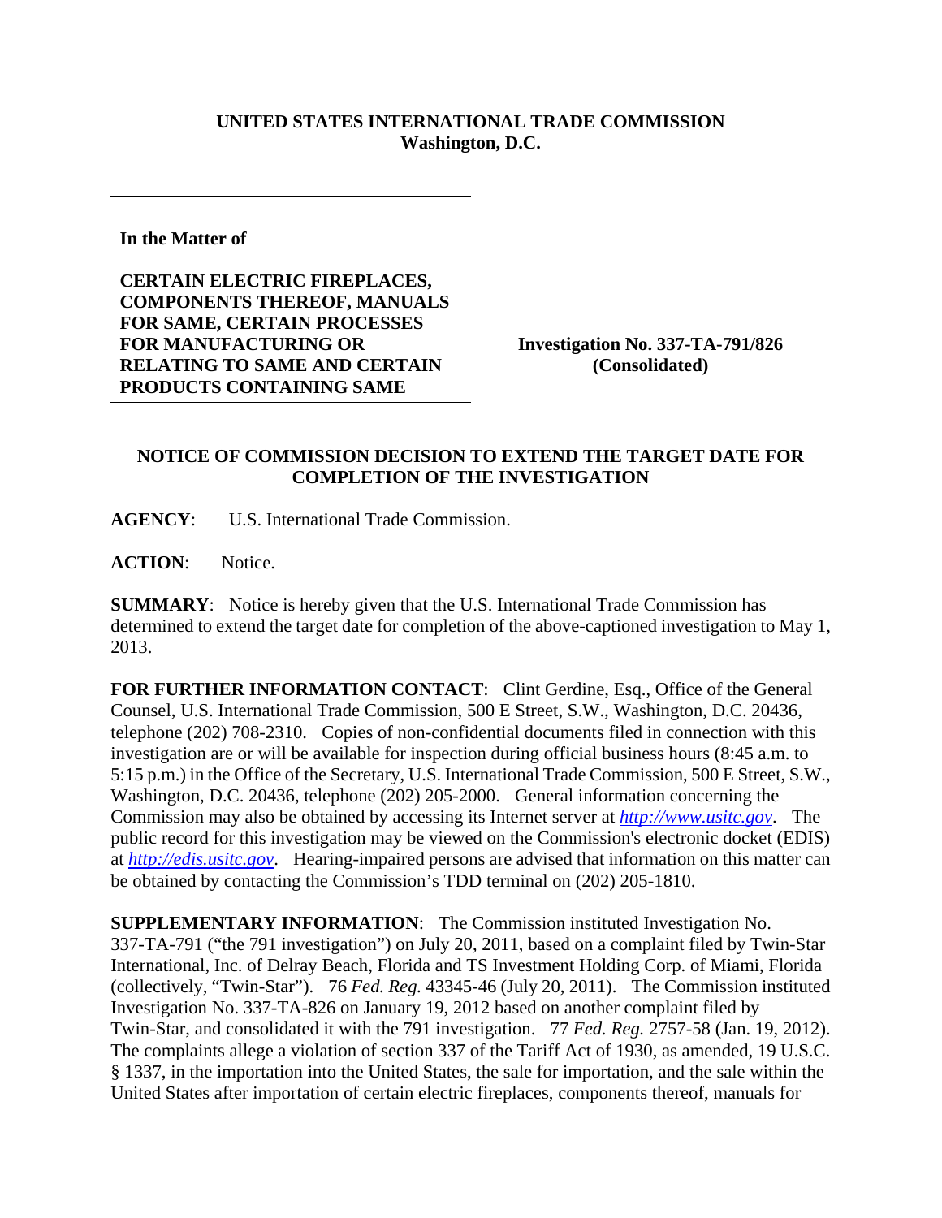**UNITED STATES INTERNATIONAL TRADE COMMISSION**
**Washington, D.C.**

---

**In the Matter of**

**CERTAIN ELECTRIC FIREPLACES, COMPONENTS THEREOF, MANUALS FOR SAME, CERTAIN PROCESSES FOR MANUFACTURING OR RELATING TO SAME AND CERTAIN PRODUCTS CONTAINING SAME**

**Investigation No. 337-TA-791/826 (Consolidated)**

---

**NOTICE OF COMMISSION DECISION TO EXTEND THE TARGET DATE FOR COMPLETION OF THE INVESTIGATION**

**AGENCY**: U.S. International Trade Commission.

**ACTION**: Notice.

**SUMMARY**: Notice is hereby given that the U.S. International Trade Commission has determined to extend the target date for completion of the above-captioned investigation to May 1, 2013.

**FOR FURTHER INFORMATION CONTACT**: Clint Gerdine, Esq., Office of the General Counsel, U.S. International Trade Commission, 500 E Street, S.W., Washington, D.C. 20436, telephone (202) 708-2310. Copies of non-confidential documents filed in connection with this investigation are or will be available for inspection during official business hours (8:45 a.m. to 5:15 p.m.) in the Office of the Secretary, U.S. International Trade Commission, 500 E Street, S.W., Washington, D.C. 20436, telephone (202) 205-2000. General information concerning the Commission may also be obtained by accessing its Internet server at *http://www.usitc.gov*. The public record for this investigation may be viewed on the Commission's electronic docket (EDIS) at *http://edis.usitc.gov*. Hearing-impaired persons are advised that information on this matter can be obtained by contacting the Commission's TDD terminal on (202) 205-1810.

**SUPPLEMENTARY INFORMATION**: The Commission instituted Investigation No. 337-TA-791 ("the 791 investigation") on July 20, 2011, based on a complaint filed by Twin-Star International, Inc. of Delray Beach, Florida and TS Investment Holding Corp. of Miami, Florida (collectively, "Twin-Star"). 76 *Fed. Reg.* 43345-46 (July 20, 2011). The Commission instituted Investigation No. 337-TA-826 on January 19, 2012 based on another complaint filed by Twin-Star, and consolidated it with the 791 investigation. 77 *Fed. Reg.* 2757-58 (Jan. 19, 2012). The complaints allege a violation of section 337 of the Tariff Act of 1930, as amended, 19 U.S.C. § 1337, in the importation into the United States, the sale for importation, and the sale within the United States after importation of certain electric fireplaces, components thereof, manuals for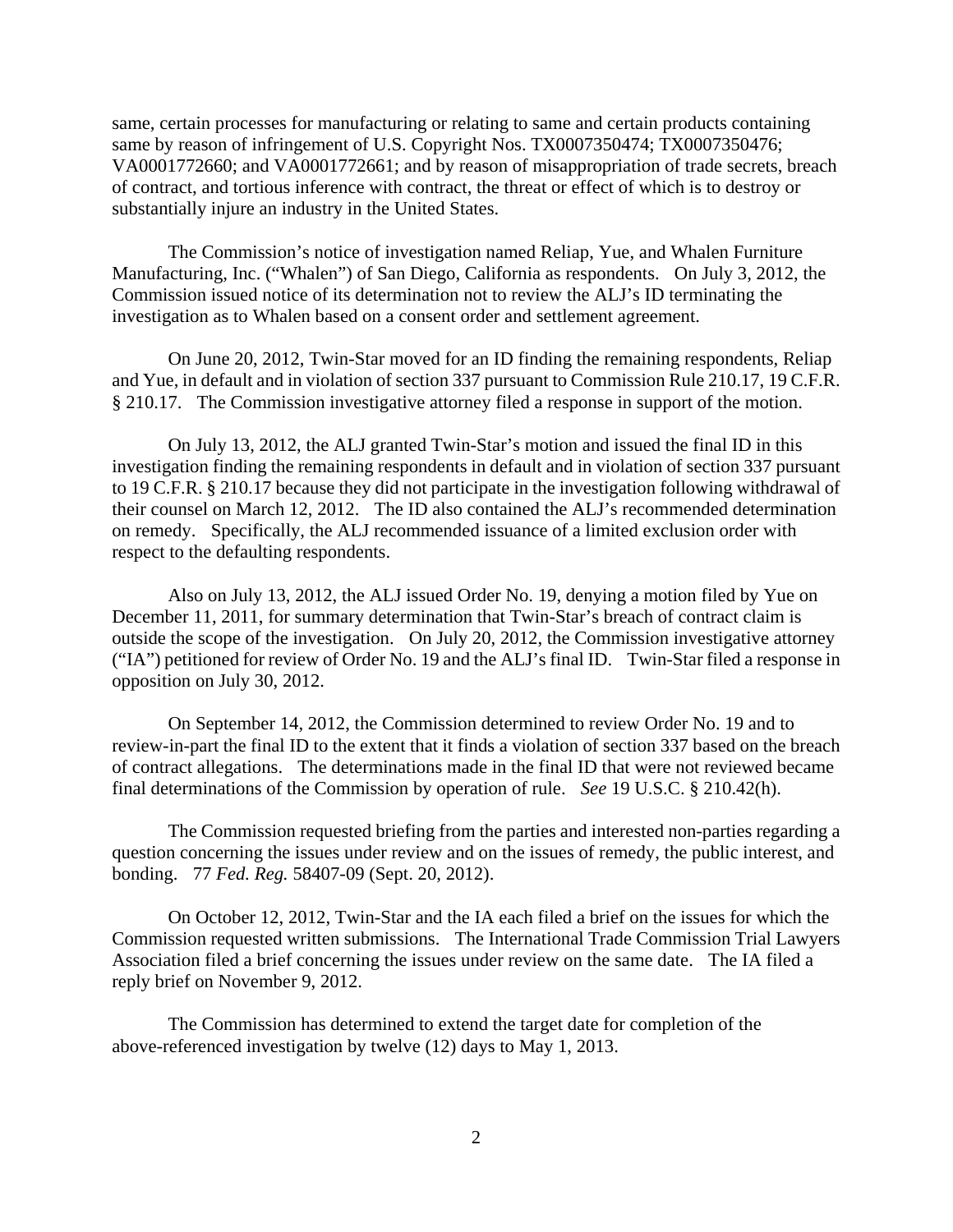same, certain processes for manufacturing or relating to same and certain products containing same by reason of infringement of U.S. Copyright Nos. TX0007350474; TX0007350476; VA0001772660; and VA0001772661; and by reason of misappropriation of trade secrets, breach of contract, and tortious inference with contract, the threat or effect of which is to destroy or substantially injure an industry in the United States.

The Commission's notice of investigation named Reliap, Yue, and Whalen Furniture Manufacturing, Inc. ("Whalen") of San Diego, California as respondents. On July 3, 2012, the Commission issued notice of its determination not to review the ALJ's ID terminating the investigation as to Whalen based on a consent order and settlement agreement.

On June 20, 2012, Twin-Star moved for an ID finding the remaining respondents, Reliap and Yue, in default and in violation of section 337 pursuant to Commission Rule 210.17, 19 C.F.R. § 210.17. The Commission investigative attorney filed a response in support of the motion.

On July 13, 2012, the ALJ granted Twin-Star's motion and issued the final ID in this investigation finding the remaining respondents in default and in violation of section 337 pursuant to 19 C.F.R. § 210.17 because they did not participate in the investigation following withdrawal of their counsel on March 12, 2012. The ID also contained the ALJ's recommended determination on remedy. Specifically, the ALJ recommended issuance of a limited exclusion order with respect to the defaulting respondents.

Also on July 13, 2012, the ALJ issued Order No. 19, denying a motion filed by Yue on December 11, 2011, for summary determination that Twin-Star's breach of contract claim is outside the scope of the investigation. On July 20, 2012, the Commission investigative attorney ("IA") petitioned for review of Order No. 19 and the ALJ's final ID. Twin-Star filed a response in opposition on July 30, 2012.

On September 14, 2012, the Commission determined to review Order No. 19 and to review-in-part the final ID to the extent that it finds a violation of section 337 based on the breach of contract allegations. The determinations made in the final ID that were not reviewed became final determinations of the Commission by operation of rule. *See* 19 U.S.C. § 210.42(h).

The Commission requested briefing from the parties and interested non-parties regarding a question concerning the issues under review and on the issues of remedy, the public interest, and bonding. 77 *Fed. Reg.* 58407-09 (Sept. 20, 2012).

On October 12, 2012, Twin-Star and the IA each filed a brief on the issues for which the Commission requested written submissions. The International Trade Commission Trial Lawyers Association filed a brief concerning the issues under review on the same date. The IA filed a reply brief on November 9, 2012.

The Commission has determined to extend the target date for completion of the above-referenced investigation by twelve (12) days to May 1, 2013.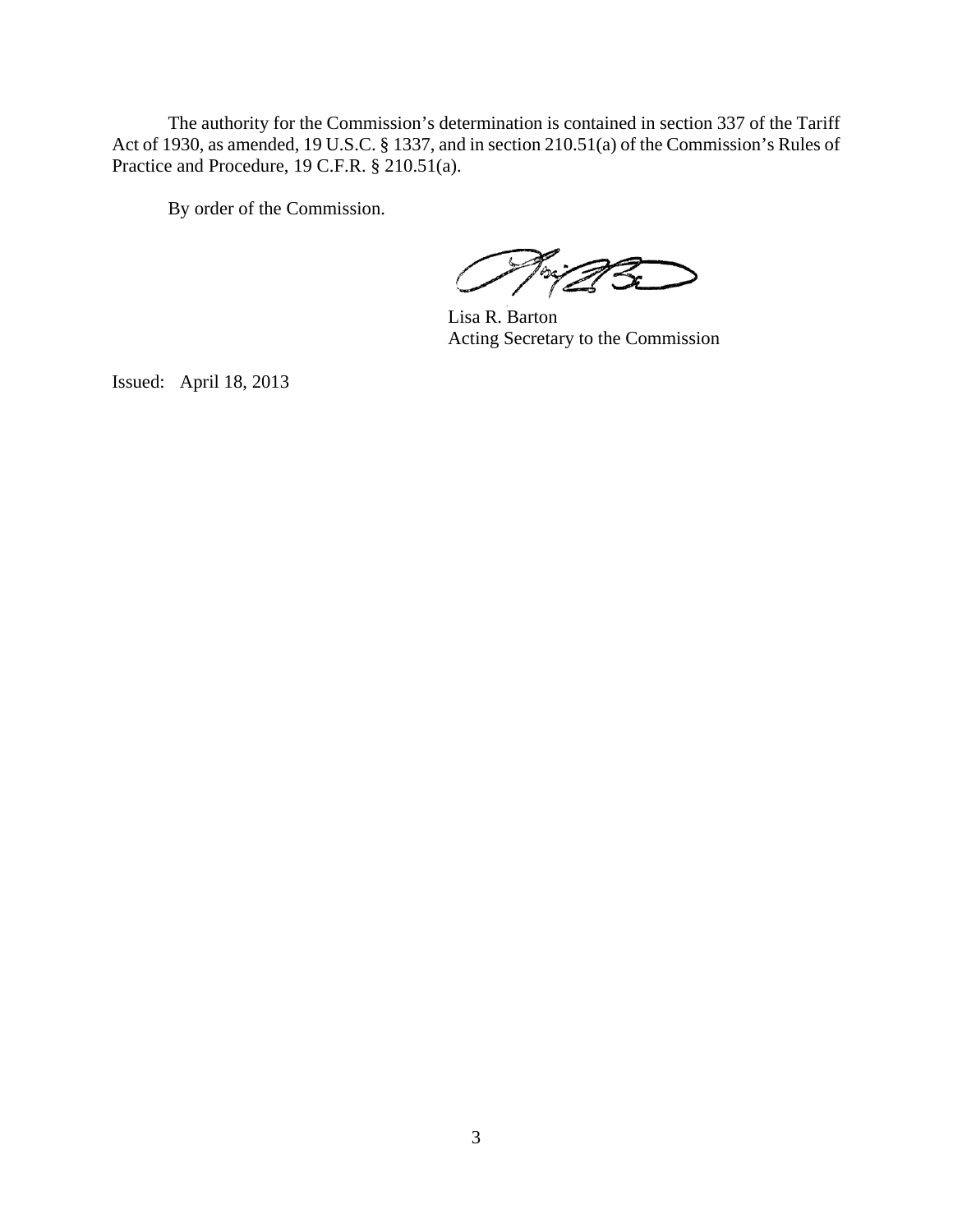The authority for the Commission's determination is contained in section 337 of the Tariff Act of 1930, as amended, 19 U.S.C. § 1337, and in section 210.51(a) of the Commission's Rules of Practice and Procedure, 19 C.F.R. § 210.51(a).

By order of the Commission.

Lisa R. Barton
Acting Secretary to the Commission

Issued: April 18, 2013